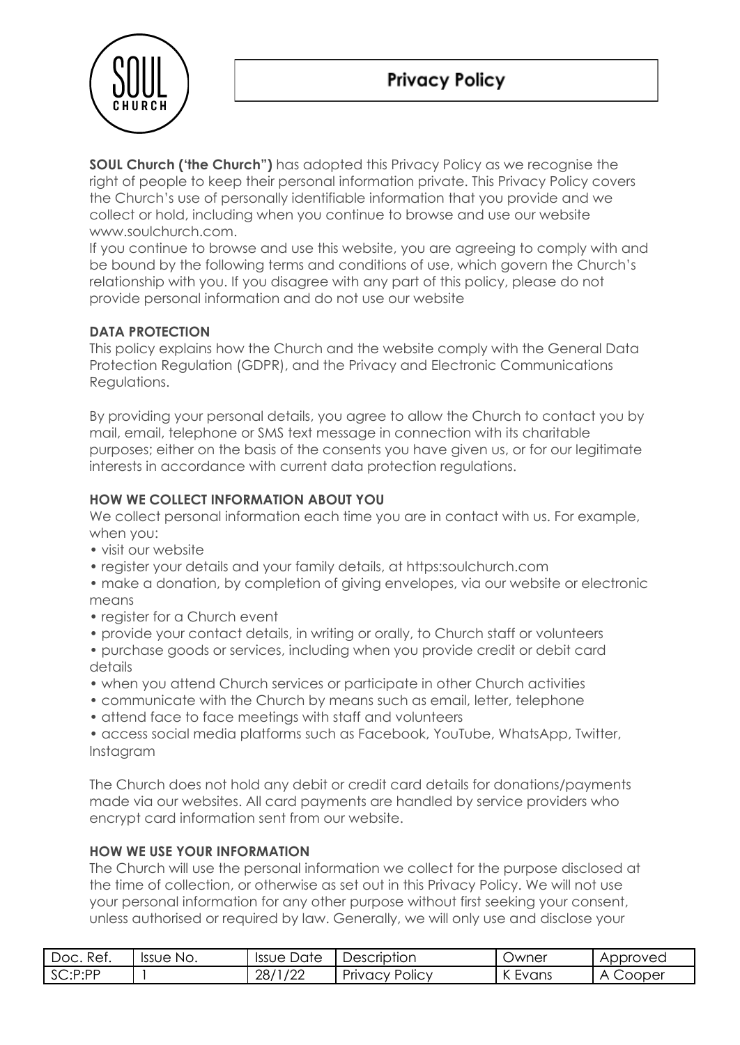# Privacy Policy

**SOUL Church ('the Church")** has adopted this Privacy Policy as we recognise the right of people to keep their personal information private. This Privacy Policy covers the Church's use of personally identifiable information that you provide and we collect or hold, including when you continue to browse and use our website www.soulchurch.com.

If you continue to browse and use this website, you are agreeing to comply with and be bound by the following terms and conditions of use, which govern the Church's relationship with you. If you disagree with any part of this policy, please do not provide personal information and do not use our website

**DATA PROTECTION**

This policy explains how the Church and the website comply with the General Data Protection Regulation (GDPR), and the Privacy and Electronic Communications Regulations.

By providing your personal details, you agree to allow the Church to contact you by mail, email, telephone or SMS text message in connection with its charitable purposes; either on the basis of the consents you have given us, or for our legitimate interests in accordance with current data protection regulations.

**HOW WE COLLECT INFORMATION ABOUT YOU**

We collect personal information each time you are in contact with us. For example, when you:

- visit our website
- register your details and your family details, at https:soulchurch.com
- make a donation, by completion of giving envelopes, via our website or electronic means
- register for a Church event
- provide your contact details, in writing or orally, to Church staff or volunteers
- purchase goods or services, including when you provide credit or debit card details
- when you attend Church services or participate in other Church activities
- communicate with the Church by means such as email, letter, telephone
- attend face to face meetings with staff and volunteers
- access social media platforms such as Facebook, YouTube, WhatsApp, Twitter, Instagram

The Church does not hold any debit or credit card details for donations/payments made via our websites. All card payments are handled by service providers who encrypt card information sent from our website.

**HOW WE USE YOUR INFORMATION**

The Church will use the personal information we collect for the purpose disclosed at the time of collection, or otherwise as set out in this Privacy Policy. We will not use your personal information for any other purpose without first seeking your consent, unless authorised or required by law. Generally, we will only use and disclose your

| Doc. Ref. | Issue No. | Issue Date | Description | Owner | Approved |
|---|---|---|---|---|---|
| SC:P:PP | 1 | 28/1/22 | Privacy Policy | K Evans | A Cooper |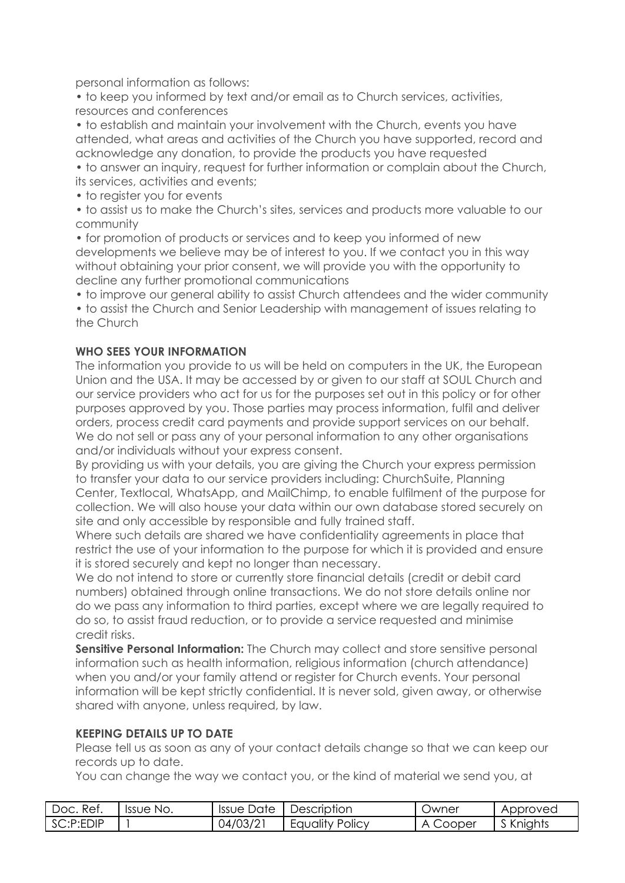personal information as follows:

- to keep you informed by text and/or email as to Church services, activities, resources and conferences
- to establish and maintain your involvement with the Church, events you have attended, what areas and activities of the Church you have supported, record and acknowledge any donation, to provide the products you have requested
- to answer an inquiry, request for further information or complain about the Church, its services, activities and events;
- to register you for events
- to assist us to make the Church's sites, services and products more valuable to our community
- for promotion of products or services and to keep you informed of new developments we believe may be of interest to you. If we contact you in this way without obtaining your prior consent, we will provide you with the opportunity to decline any further promotional communications
- to improve our general ability to assist Church attendees and the wider community
- to assist the Church and Senior Leadership with management of issues relating to the Church

**WHO SEES YOUR INFORMATION**

The information you provide to us will be held on computers in the UK, the European Union and the USA. It may be accessed by or given to our staff at SOUL Church and our service providers who act for us for the purposes set out in this policy or for other purposes approved by you. Those parties may process information, fulfil and deliver orders, process credit card payments and provide support services on our behalf. We do not sell or pass any of your personal information to any other organisations and/or individuals without your express consent.

By providing us with your details, you are giving the Church your express permission to transfer your data to our service providers including: ChurchSuite, Planning Center, Textlocal, WhatsApp, and MailChimp, to enable fulfilment of the purpose for collection. We will also house your data within our own database stored securely on site and only accessible by responsible and fully trained staff.

Where such details are shared we have confidentiality agreements in place that restrict the use of your information to the purpose for which it is provided and ensure it is stored securely and kept no longer than necessary.

We do not intend to store or currently store financial details (credit or debit card numbers) obtained through online transactions. We do not store details online nor do we pass any information to third parties, except where we are legally required to do so, to assist fraud reduction, or to provide a service requested and minimise credit risks.

**Sensitive Personal Information:** The Church may collect and store sensitive personal information such as health information, religious information (church attendance) when you and/or your family attend or register for Church events. Your personal information will be kept strictly confidential. It is never sold, given away, or otherwise shared with anyone, unless required, by law.

**KEEPING DETAILS UP TO DATE**

Please tell us as soon as any of your contact details change so that we can keep our records up to date.

You can change the way we contact you, or the kind of material we send you, at

| Doc. Ref. | Issue No. | Issue Date | Description | Owner | Approved |
|---|---|---|---|---|---|
| SC:P:EDIP | 1 | 04/03/21 | Equality Policy | A Cooper | S Knights |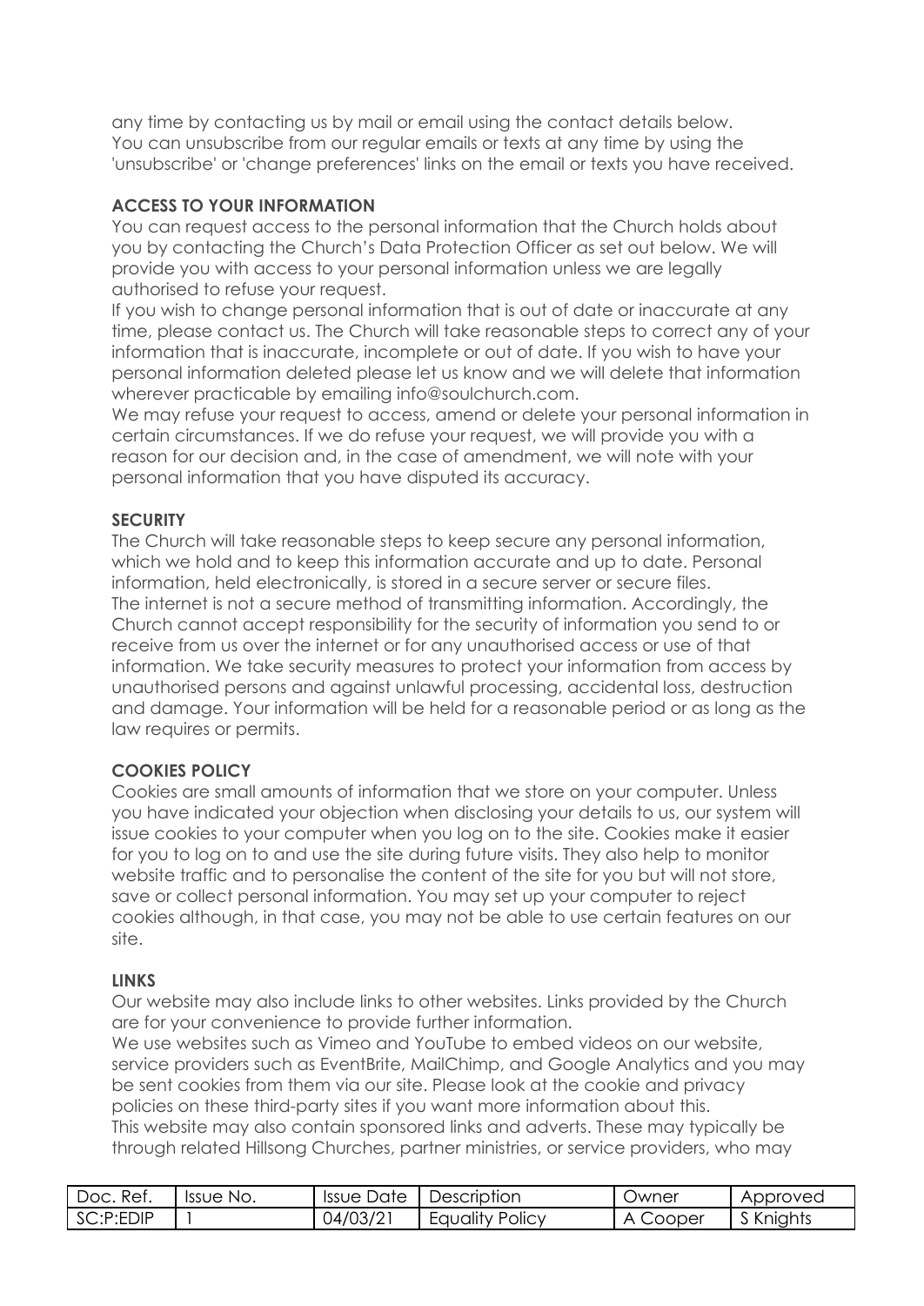any time by contacting us by mail or email using the contact details below.
You can unsubscribe from our regular emails or texts at any time by using the 'unsubscribe' or 'change preferences' links on the email or texts you have received.

**ACCESS TO YOUR INFORMATION**

You can request access to the personal information that the Church holds about you by contacting the Church's Data Protection Officer as set out below. We will provide you with access to your personal information unless we are legally authorised to refuse your request.

If you wish to change personal information that is out of date or inaccurate at any time, please contact us. The Church will take reasonable steps to correct any of your information that is inaccurate, incomplete or out of date. If you wish to have your personal information deleted please let us know and we will delete that information wherever practicable by emailing info@soulchurch.com.

We may refuse your request to access, amend or delete your personal information in certain circumstances. If we do refuse your request, we will provide you with a reason for our decision and, in the case of amendment, we will note with your personal information that you have disputed its accuracy.

**SECURITY**

The Church will take reasonable steps to keep secure any personal information, which we hold and to keep this information accurate and up to date. Personal information, held electronically, is stored in a secure server or secure files.

The internet is not a secure method of transmitting information. Accordingly, the Church cannot accept responsibility for the security of information you send to or receive from us over the internet or for any unauthorised access or use of that information. We take security measures to protect your information from access by unauthorised persons and against unlawful processing, accidental loss, destruction and damage. Your information will be held for a reasonable period or as long as the law requires or permits.

**COOKIES POLICY**

Cookies are small amounts of information that we store on your computer. Unless you have indicated your objection when disclosing your details to us, our system will issue cookies to your computer when you log on to the site. Cookies make it easier for you to log on to and use the site during future visits. They also help to monitor website traffic and to personalise the content of the site for you but will not store, save or collect personal information. You may set up your computer to reject cookies although, in that case, you may not be able to use certain features on our site.

**LINKS**

Our website may also include links to other websites. Links provided by the Church are for your convenience to provide further information.

We use websites such as Vimeo and YouTube to embed videos on our website, service providers such as EventBrite, MailChimp, and Google Analytics and you may be sent cookies from them via our site. Please look at the cookie and privacy policies on these third-party sites if you want more information about this.

This website may also contain sponsored links and adverts. These may typically be through related Hillsong Churches, partner ministries, or service providers, who may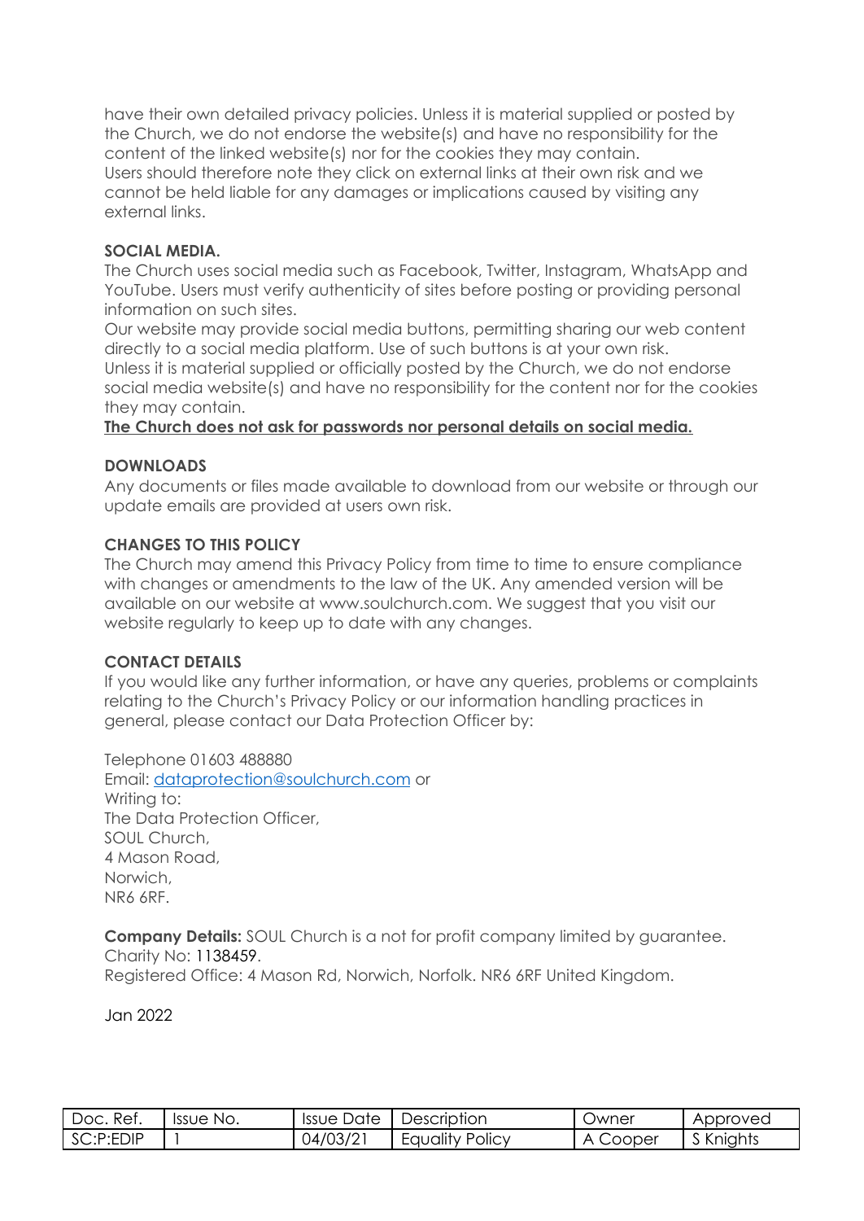have their own detailed privacy policies. Unless it is material supplied or posted by the Church, we do not endorse the website(s) and have no responsibility for the content of the linked website(s) nor for the cookies they may contain.
Users should therefore note they click on external links at their own risk and we cannot be held liable for any damages or implications caused by visiting any external links.

**SOCIAL MEDIA.**

The Church uses social media such as Facebook, Twitter, Instagram, WhatsApp and YouTube. Users must verify authenticity of sites before posting or providing personal information on such sites.
Our website may provide social media buttons, permitting sharing our web content directly to a social media platform. Use of such buttons is at your own risk.
Unless it is material supplied or officially posted by the Church, we do not endorse social media website(s) and have no responsibility for the content nor for the cookies they may contain.
**The Church does not ask for passwords nor personal details on social media.**

**DOWNLOADS**

Any documents or files made available to download from our website or through our update emails are provided at users own risk.

**CHANGES TO THIS POLICY**

The Church may amend this Privacy Policy from time to time to ensure compliance with changes or amendments to the law of the UK. Any amended version will be available on our website at www.soulchurch.com. We suggest that you visit our website regularly to keep up to date with any changes.

**CONTACT DETAILS**

If you would like any further information, or have any queries, problems or complaints relating to the Church's Privacy Policy or our information handling practices in general, please contact our Data Protection Officer by:

Telephone 01603 488880
Email: dataprotection@soulchurch.com or
Writing to:
The Data Protection Officer,
SOUL Church,
4 Mason Road,
Norwich,
NR6 6RF.

**Company Details:** SOUL Church is a not for profit company limited by guarantee.
Charity No: 1138459.
Registered Office: 4 Mason Rd, Norwich, Norfolk. NR6 6RF United Kingdom.

Jan 2022

| Doc. Ref. | Issue No. | Issue Date | Description | Owner | Approved |
|---|---|---|---|---|---|
| SC:P:EDIP | 1 | 04/03/21 | Equality Policy | A Cooper | S Knights |